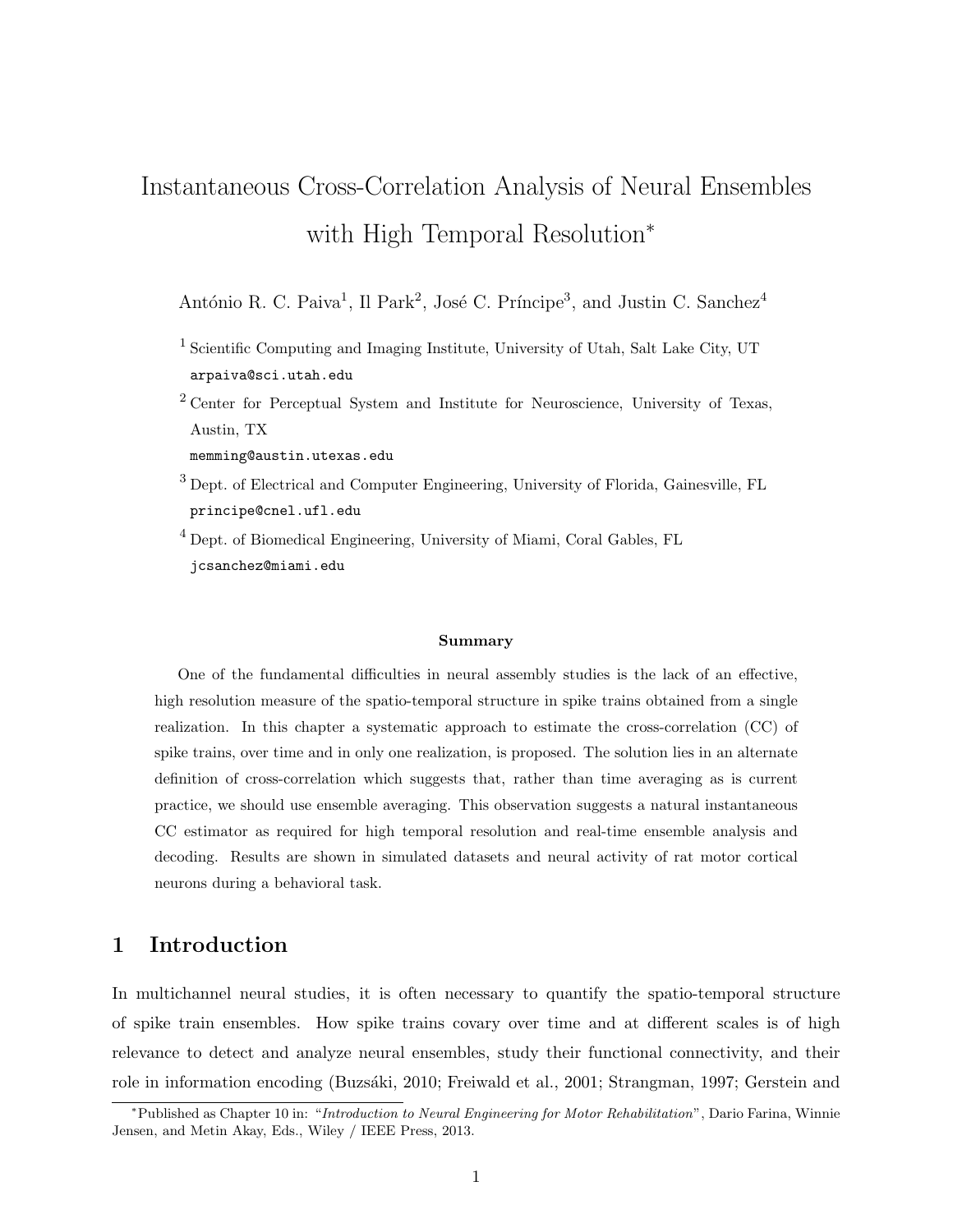# Instantaneous Cross-Correlation Analysis of Neural Ensembles with High Temporal Resolution*

António R. C. Paiva[1], Il Park[2], José C. Príncipe[3], and Justin C. Sanchez[4]

[1] Scientific Computing and Imaging Institute, University of Utah, Salt Lake City, UT
arpaiva@sci.utah.edu

[2] Center for Perceptual System and Institute for Neuroscience, University of Texas, Austin, TX
memming@austin.utexas.edu

[3] Dept. of Electrical and Computer Engineering, University of Florida, Gainesville, FL
principe@cnel.ufl.edu

[4] Dept. of Biomedical Engineering, University of Miami, Coral Gables, FL
jcsanchez@miami.edu

**Summary**

One of the fundamental difficulties in neural assembly studies is the lack of an effective, high resolution measure of the spatio-temporal structure in spike trains obtained from a single realization. In this chapter a systematic approach to estimate the cross-correlation (CC) of spike trains, over time and in only one realization, is proposed. The solution lies in an alternate definition of cross-correlation which suggests that, rather than time averaging as is current practice, we should use ensemble averaging. This observation suggests a natural instantaneous CC estimator as required for high temporal resolution and real-time ensemble analysis and decoding. Results are shown in simulated datasets and neural activity of rat motor cortical neurons during a behavioral task.

## 1 Introduction

In multichannel neural studies, it is often necessary to quantify the spatio-temporal structure of spike train ensembles. How spike trains covary over time and at different scales is of high relevance to detect and analyze neural ensembles, study their functional connectivity, and their role in information encoding (Buzsáki, 2010; Freiwald et al., 2001; Strangman, 1997; Gerstein and

*Published as Chapter 10 in: "*Introduction to Neural Engineering for Motor Rehabilitation*", Dario Farina, Winnie Jensen, and Metin Akay, Eds., Wiley / IEEE Press, 2013.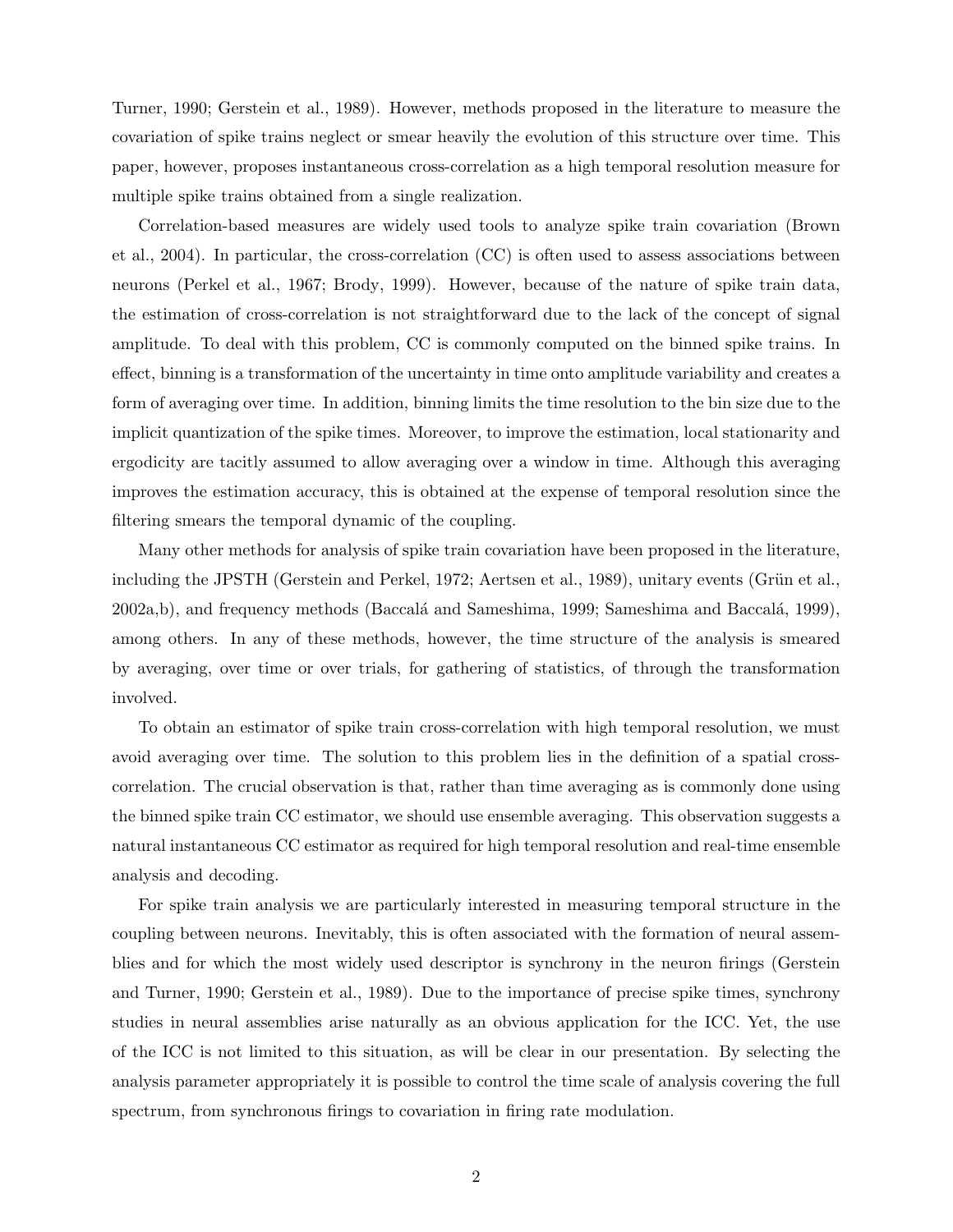Turner, 1990; Gerstein et al., 1989). However, methods proposed in the literature to measure the covariation of spike trains neglect or smear heavily the evolution of this structure over time. This paper, however, proposes instantaneous cross-correlation as a high temporal resolution measure for multiple spike trains obtained from a single realization.

Correlation-based measures are widely used tools to analyze spike train covariation (Brown et al., 2004). In particular, the cross-correlation (CC) is often used to assess associations between neurons (Perkel et al., 1967; Brody, 1999). However, because of the nature of spike train data, the estimation of cross-correlation is not straightforward due to the lack of the concept of signal amplitude. To deal with this problem, CC is commonly computed on the binned spike trains. In effect, binning is a transformation of the uncertainty in time onto amplitude variability and creates a form of averaging over time. In addition, binning limits the time resolution to the bin size due to the implicit quantization of the spike times. Moreover, to improve the estimation, local stationarity and ergodicity are tacitly assumed to allow averaging over a window in time. Although this averaging improves the estimation accuracy, this is obtained at the expense of temporal resolution since the filtering smears the temporal dynamic of the coupling.

Many other methods for analysis of spike train covariation have been proposed in the literature, including the JPSTH (Gerstein and Perkel, 1972; Aertsen et al., 1989), unitary events (Grün et al., 2002a,b), and frequency methods (Baccalá and Sameshima, 1999; Sameshima and Baccalá, 1999), among others. In any of these methods, however, the time structure of the analysis is smeared by averaging, over time or over trials, for gathering of statistics, of through the transformation involved.

To obtain an estimator of spike train cross-correlation with high temporal resolution, we must avoid averaging over time. The solution to this problem lies in the definition of a spatial cross-correlation. The crucial observation is that, rather than time averaging as is commonly done using the binned spike train CC estimator, we should use ensemble averaging. This observation suggests a natural instantaneous CC estimator as required for high temporal resolution and real-time ensemble analysis and decoding.

For spike train analysis we are particularly interested in measuring temporal structure in the coupling between neurons. Inevitably, this is often associated with the formation of neural assemblies and for which the most widely used descriptor is synchrony in the neuron firings (Gerstein and Turner, 1990; Gerstein et al., 1989). Due to the importance of precise spike times, synchrony studies in neural assemblies arise naturally as an obvious application for the ICC. Yet, the use of the ICC is not limited to this situation, as will be clear in our presentation. By selecting the analysis parameter appropriately it is possible to control the time scale of analysis covering the full spectrum, from synchronous firings to covariation in firing rate modulation.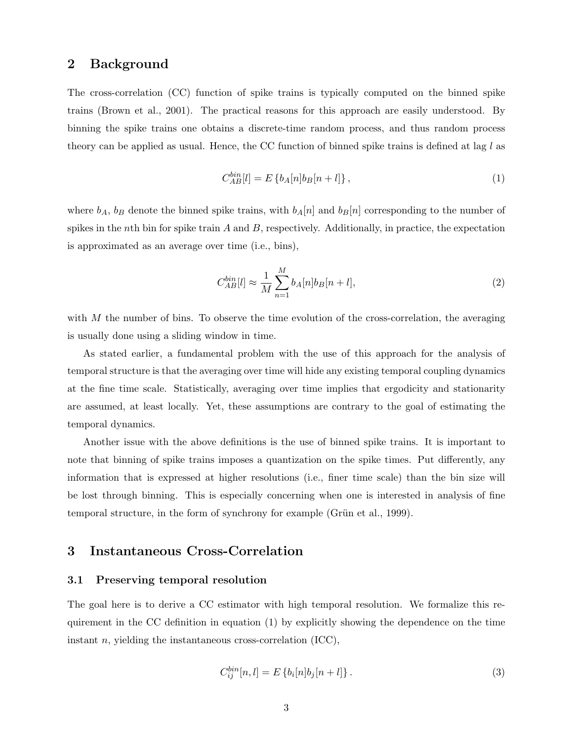## 2 Background

The cross-correlation (CC) function of spike trains is typically computed on the binned spike trains (Brown et al., 2001). The practical reasons for this approach are easily understood. By binning the spike trains one obtains a discrete-time random process, and thus random process theory can be applied as usual. Hence, the CC function of binned spike trains is defined at lag $l$ as

$$C_{AB}^{bin}[l] = E\left\{b_A[n]b_B[n+l]\right\}, \tag{1}$$

where $b_A$, $b_B$ denote the binned spike trains, with $b_A[n]$ and $b_B[n]$ corresponding to the number of spikes in the $n$th bin for spike train $A$ and $B$, respectively. Additionally, in practice, the expectation is approximated as an average over time (i.e., bins),

$$C_{AB}^{bin}[l] \approx \frac{1}{M}\sum_{n=1}^{M} b_A[n]b_B[n+l], \tag{2}$$

with $M$ the number of bins. To observe the time evolution of the cross-correlation, the averaging is usually done using a sliding window in time.

As stated earlier, a fundamental problem with the use of this approach for the analysis of temporal structure is that the averaging over time will hide any existing temporal coupling dynamics at the fine time scale. Statistically, averaging over time implies that ergodicity and stationarity are assumed, at least locally. Yet, these assumptions are contrary to the goal of estimating the temporal dynamics.

Another issue with the above definitions is the use of binned spike trains. It is important to note that binning of spike trains imposes a quantization on the spike times. Put differently, any information that is expressed at higher resolutions (i.e., finer time scale) than the bin size will be lost through binning. This is especially concerning when one is interested in analysis of fine temporal structure, in the form of synchrony for example (Grün et al., 1999).

## 3 Instantaneous Cross-Correlation

### 3.1 Preserving temporal resolution

The goal here is to derive a CC estimator with high temporal resolution. We formalize this requirement in the CC definition in equation (1) by explicitly showing the dependence on the time instant $n$, yielding the instantaneous cross-correlation (ICC),

$$C_{ij}^{bin}[n,l] = E\left\{b_i[n]b_j[n+l]\right\}. \tag{3}$$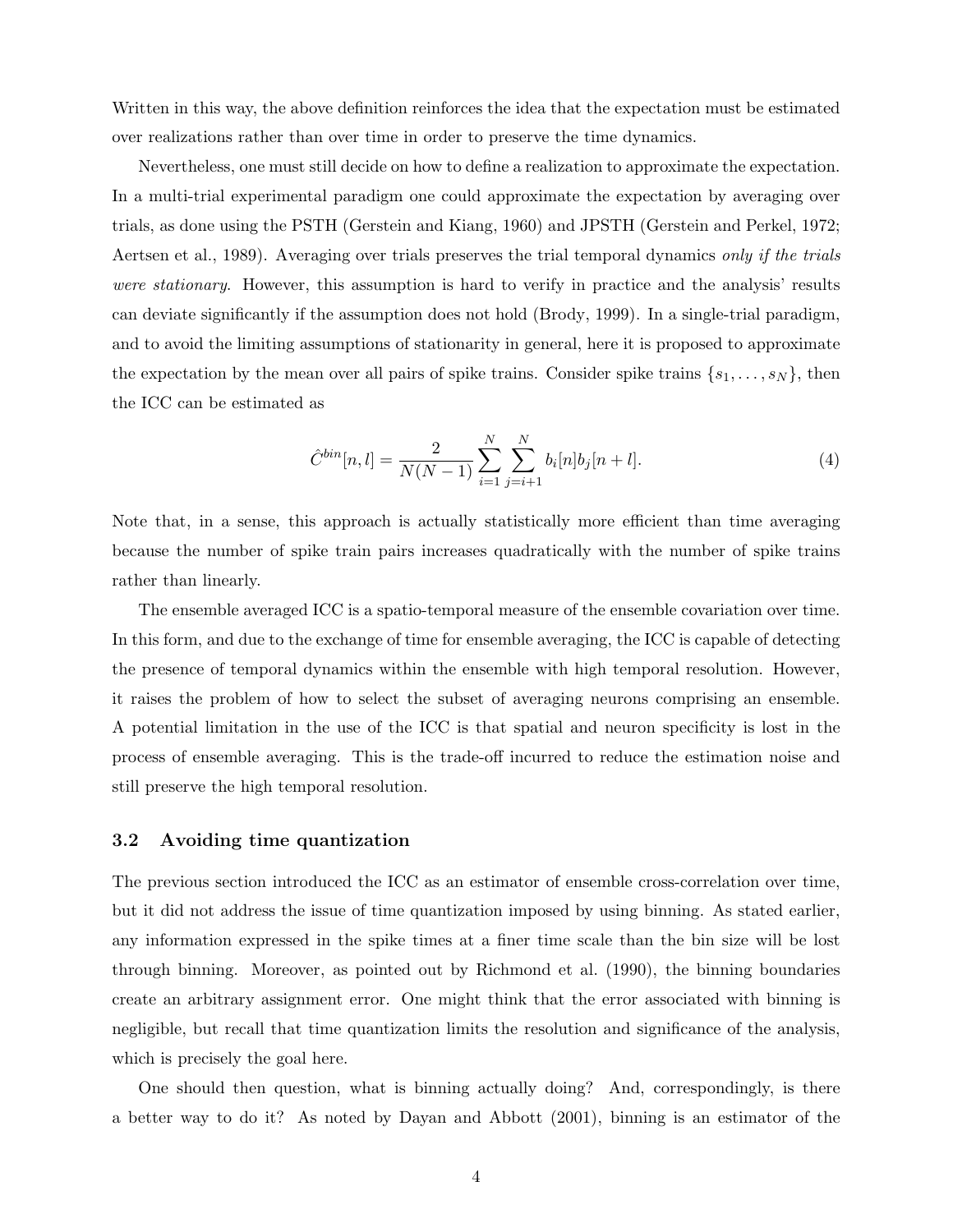Written in this way, the above definition reinforces the idea that the expectation must be estimated over realizations rather than over time in order to preserve the time dynamics.

Nevertheless, one must still decide on how to define a realization to approximate the expectation. In a multi-trial experimental paradigm one could approximate the expectation by averaging over trials, as done using the PSTH (Gerstein and Kiang, 1960) and JPSTH (Gerstein and Perkel, 1972; Aertsen et al., 1989). Averaging over trials preserves the trial temporal dynamics *only if the trials were stationary*. However, this assumption is hard to verify in practice and the analysis' results can deviate significantly if the assumption does not hold (Brody, 1999). In a single-trial paradigm, and to avoid the limiting assumptions of stationarity in general, here it is proposed to approximate the expectation by the mean over all pairs of spike trains. Consider spike trains $\{s_1, \ldots, s_N\}$, then the ICC can be estimated as

$$\hat{C}^{bin}[n,l] = \frac{2}{N(N-1)} \sum_{i=1}^{N} \sum_{j=i+1}^{N} b_i[n] b_j[n+l]. \tag{4}$$

Note that, in a sense, this approach is actually statistically more efficient than time averaging because the number of spike train pairs increases quadratically with the number of spike trains rather than linearly.

The ensemble averaged ICC is a spatio-temporal measure of the ensemble covariation over time. In this form, and due to the exchange of time for ensemble averaging, the ICC is capable of detecting the presence of temporal dynamics within the ensemble with high temporal resolution. However, it raises the problem of how to select the subset of averaging neurons comprising an ensemble. A potential limitation in the use of the ICC is that spatial and neuron specificity is lost in the process of ensemble averaging. This is the trade-off incurred to reduce the estimation noise and still preserve the high temporal resolution.

### 3.2 Avoiding time quantization

The previous section introduced the ICC as an estimator of ensemble cross-correlation over time, but it did not address the issue of time quantization imposed by using binning. As stated earlier, any information expressed in the spike times at a finer time scale than the bin size will be lost through binning. Moreover, as pointed out by Richmond et al. (1990), the binning boundaries create an arbitrary assignment error. One might think that the error associated with binning is negligible, but recall that time quantization limits the resolution and significance of the analysis, which is precisely the goal here.

One should then question, what is binning actually doing? And, correspondingly, is there a better way to do it? As noted by Dayan and Abbott (2001), binning is an estimator of the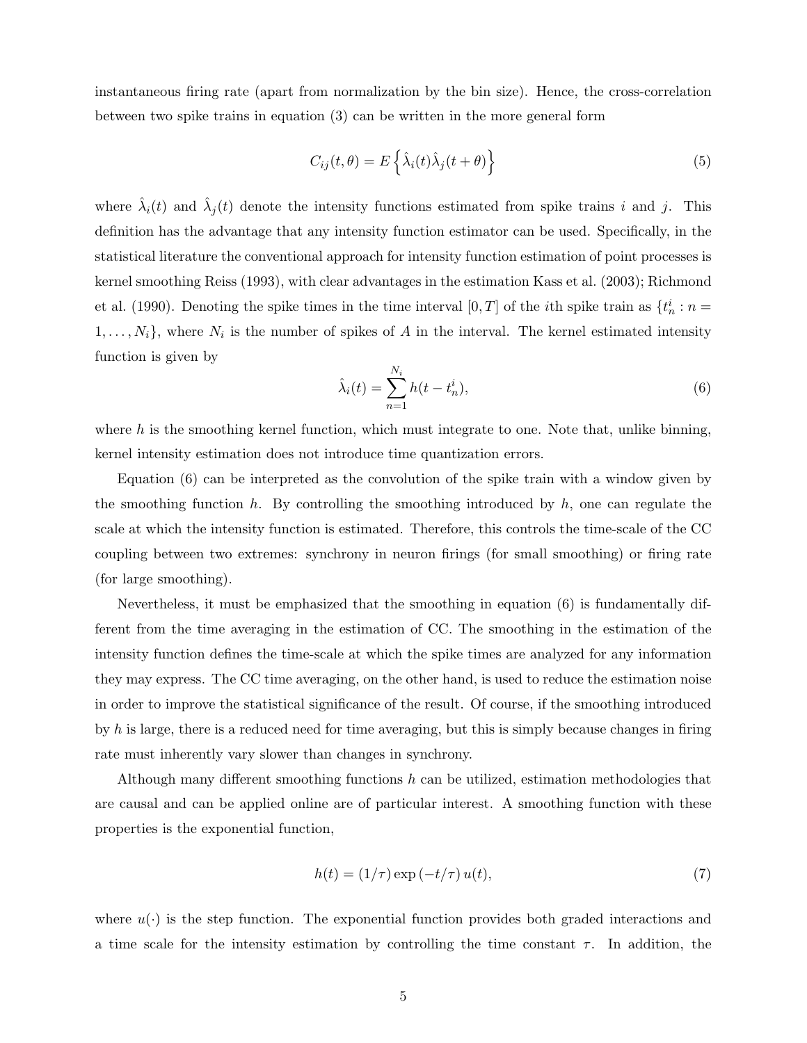instantaneous firing rate (apart from normalization by the bin size). Hence, the cross-correlation between two spike trains in equation (3) can be written in the more general form

$$C_{ij}(t, \theta) = E\left\{\hat{\lambda}_i(t)\hat{\lambda}_j(t + \theta)\right\} \tag{5}$$

where $\hat{\lambda}_i(t)$ and $\hat{\lambda}_j(t)$ denote the intensity functions estimated from spike trains $i$ and $j$. This definition has the advantage that any intensity function estimator can be used. Specifically, in the statistical literature the conventional approach for intensity function estimation of point processes is kernel smoothing Reiss (1993), with clear advantages in the estimation Kass et al. (2003); Richmond et al. (1990). Denoting the spike times in the time interval $[0, T]$ of the $i$th spike train as $\{t_n^i : n = 1, \ldots, N_i\}$, where $N_i$ is the number of spikes of $A$ in the interval. The kernel estimated intensity function is given by

$$\hat{\lambda}_i(t) = \sum_{n=1}^{N_i} h(t - t_n^i), \tag{6}$$

where $h$ is the smoothing kernel function, which must integrate to one. Note that, unlike binning, kernel intensity estimation does not introduce time quantization errors.

Equation (6) can be interpreted as the convolution of the spike train with a window given by the smoothing function $h$. By controlling the smoothing introduced by $h$, one can regulate the scale at which the intensity function is estimated. Therefore, this controls the time-scale of the CC coupling between two extremes: synchrony in neuron firings (for small smoothing) or firing rate (for large smoothing).

Nevertheless, it must be emphasized that the smoothing in equation (6) is fundamentally different from the time averaging in the estimation of CC. The smoothing in the estimation of the intensity function defines the time-scale at which the spike times are analyzed for any information they may express. The CC time averaging, on the other hand, is used to reduce the estimation noise in order to improve the statistical significance of the result. Of course, if the smoothing introduced by $h$ is large, there is a reduced need for time averaging, but this is simply because changes in firing rate must inherently vary slower than changes in synchrony.

Although many different smoothing functions $h$ can be utilized, estimation methodologies that are causal and can be applied online are of particular interest. A smoothing function with these properties is the exponential function,

$$h(t) = (1/\tau) \exp(-t/\tau)\, u(t), \tag{7}$$

where $u(\cdot)$ is the step function. The exponential function provides both graded interactions and a time scale for the intensity estimation by controlling the time constant $\tau$. In addition, the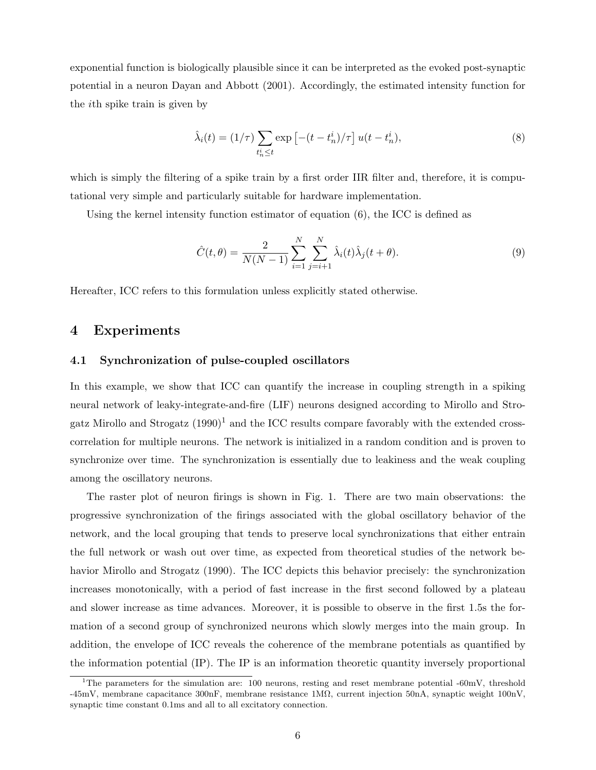exponential function is biologically plausible since it can be interpreted as the evoked post-synaptic potential in a neuron Dayan and Abbott (2001). Accordingly, the estimated intensity function for the $i$th spike train is given by

$$\hat{\lambda}_i(t) = (1/\tau) \sum_{t_n^i \le t} \exp\left[-(t - t_n^i)/\tau\right] u(t - t_n^i), \tag{8}$$

which is simply the filtering of a spike train by a first order IIR filter and, therefore, it is computational very simple and particularly suitable for hardware implementation.

Using the kernel intensity function estimator of equation (6), the ICC is defined as

$$\hat{C}(t, \theta) = \frac{2}{N(N-1)} \sum_{i=1}^{N} \sum_{j=i+1}^{N} \hat{\lambda}_i(t)\hat{\lambda}_j(t + \theta). \tag{9}$$

Hereafter, ICC refers to this formulation unless explicitly stated otherwise.

## 4 Experiments

### 4.1 Synchronization of pulse-coupled oscillators

In this example, we show that ICC can quantify the increase in coupling strength in a spiking neural network of leaky-integrate-and-fire (LIF) neurons designed according to Mirollo and Strogatz Mirollo and Strogatz (1990)[1] and the ICC results compare favorably with the extended cross-correlation for multiple neurons. The network is initialized in a random condition and is proven to synchronize over time. The synchronization is essentially due to leakiness and the weak coupling among the oscillatory neurons.

The raster plot of neuron firings is shown in Fig. 1. There are two main observations: the progressive synchronization of the firings associated with the global oscillatory behavior of the network, and the local grouping that tends to preserve local synchronizations that either entrain the full network or wash out over time, as expected from theoretical studies of the network behavior Mirollo and Strogatz (1990). The ICC depicts this behavior precisely: the synchronization increases monotonically, with a period of fast increase in the first second followed by a plateau and slower increase as time advances. Moreover, it is possible to observe in the first 1.5s the formation of a second group of synchronized neurons which slowly merges into the main group. In addition, the envelope of ICC reveals the coherence of the membrane potentials as quantified by the information potential (IP). The IP is an information theoretic quantity inversely proportional

[1] The parameters for the simulation are: 100 neurons, resting and reset membrane potential -60mV, threshold -45mV, membrane capacitance 300nF, membrane resistance 1MΩ, current injection 50nA, synaptic weight 100nV, synaptic time constant 0.1ms and all to all excitatory connection.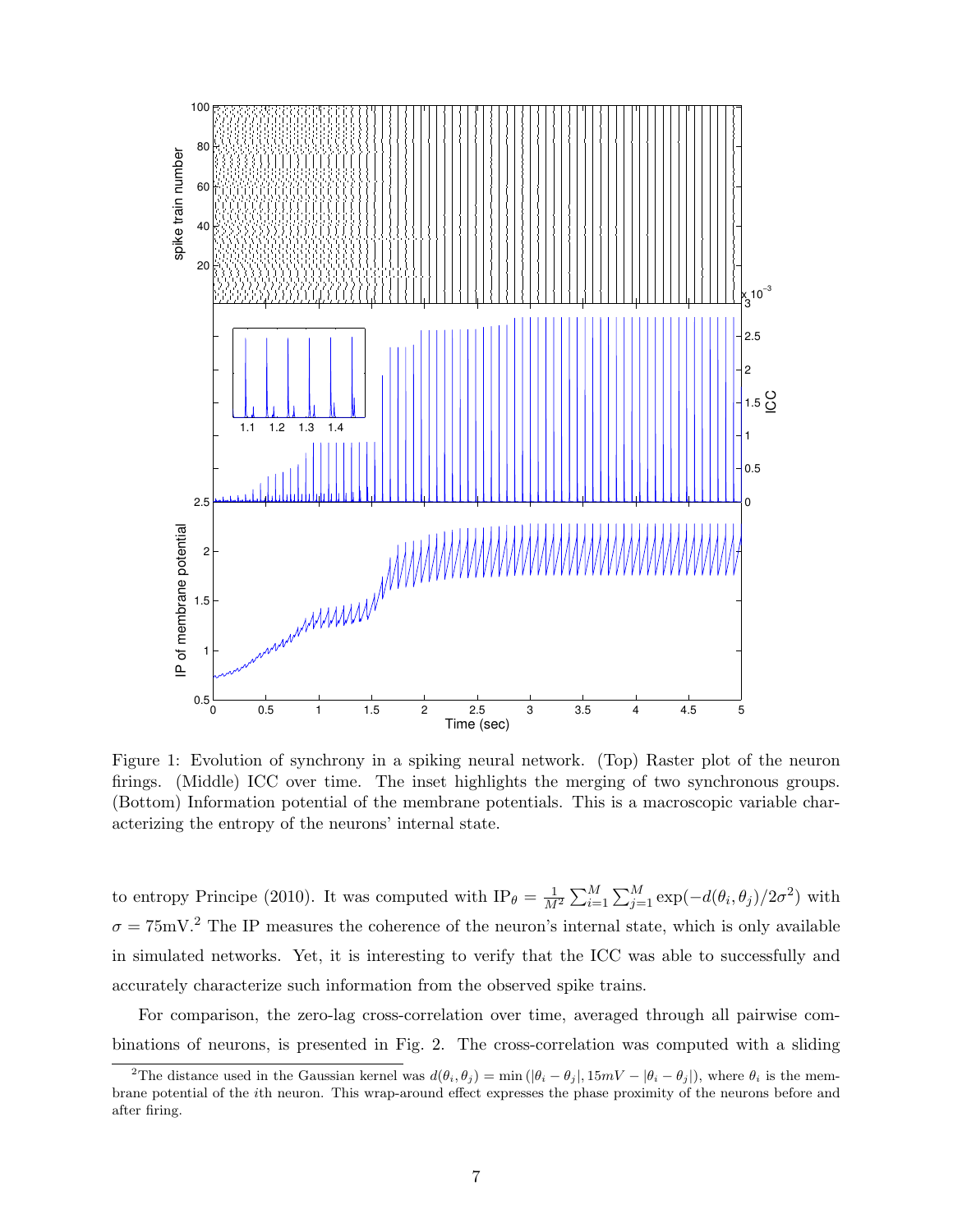Figure 1: Evolution of synchrony in a spiking neural network. (Top) Raster plot of the neuron firings. (Middle) ICC over time. The inset highlights the merging of two synchronous groups. (Bottom) Information potential of the membrane potentials. This is a macroscopic variable characterizing the entropy of the neurons' internal state.

to entropy Principe (2010). It was computed with $\text{IP}_\theta = \frac{1}{M^2} \sum_{i=1}^{M} \sum_{j=1}^{M} \exp(-d(\theta_i, \theta_j)/2\sigma^2)$ with $\sigma = 75\text{mV}$.[2] The IP measures the coherence of the neuron's internal state, which is only available in simulated networks. Yet, it is interesting to verify that the ICC was able to successfully and accurately characterize such information from the observed spike trains.

For comparison, the zero-lag cross-correlation over time, averaged through all pairwise combinations of neurons, is presented in Fig. 2. The cross-correlation was computed with a sliding

[2] The distance used in the Gaussian kernel was $d(\theta_i, \theta_j) = \min(|\theta_i - \theta_j|, 15mV - |\theta_i - \theta_j|)$, where $\theta_i$ is the membrane potential of the $i$th neuron. This wrap-around effect expresses the phase proximity of the neurons before and after firing.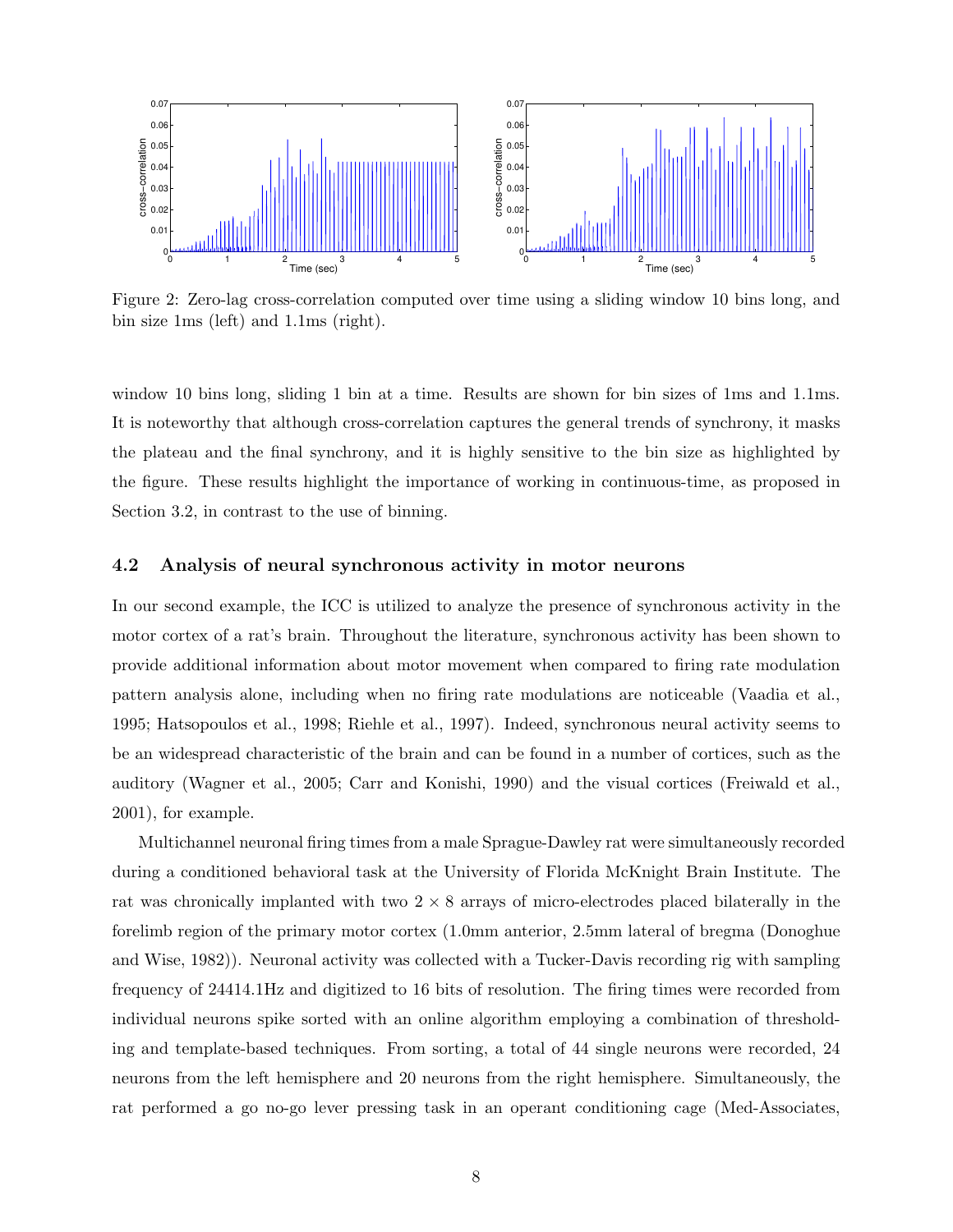Figure 2: Zero-lag cross-correlation computed over time using a sliding window 10 bins long, and bin size 1ms (left) and 1.1ms (right).

window 10 bins long, sliding 1 bin at a time. Results are shown for bin sizes of 1ms and 1.1ms. It is noteworthy that although cross-correlation captures the general trends of synchrony, it masks the plateau and the final synchrony, and it is highly sensitive to the bin size as highlighted by the figure. These results highlight the importance of working in continuous-time, as proposed in Section 3.2, in contrast to the use of binning.

### 4.2 Analysis of neural synchronous activity in motor neurons

In our second example, the ICC is utilized to analyze the presence of synchronous activity in the motor cortex of a rat's brain. Throughout the literature, synchronous activity has been shown to provide additional information about motor movement when compared to firing rate modulation pattern analysis alone, including when no firing rate modulations are noticeable (Vaadia et al., 1995; Hatsopoulos et al., 1998; Riehle et al., 1997). Indeed, synchronous neural activity seems to be an widespread characteristic of the brain and can be found in a number of cortices, such as the auditory (Wagner et al., 2005; Carr and Konishi, 1990) and the visual cortices (Freiwald et al., 2001), for example.

Multichannel neuronal firing times from a male Sprague-Dawley rat were simultaneously recorded during a conditioned behavioral task at the University of Florida McKnight Brain Institute. The rat was chronically implanted with two $2 \times 8$ arrays of micro-electrodes placed bilaterally in the forelimb region of the primary motor cortex (1.0mm anterior, 2.5mm lateral of bregma (Donoghue and Wise, 1982)). Neuronal activity was collected with a Tucker-Davis recording rig with sampling frequency of 24414.1Hz and digitized to 16 bits of resolution. The firing times were recorded from individual neurons spike sorted with an online algorithm employing a combination of thresholding and template-based techniques. From sorting, a total of 44 single neurons were recorded, 24 neurons from the left hemisphere and 20 neurons from the right hemisphere. Simultaneously, the rat performed a go no-go lever pressing task in an operant conditioning cage (Med-Associates,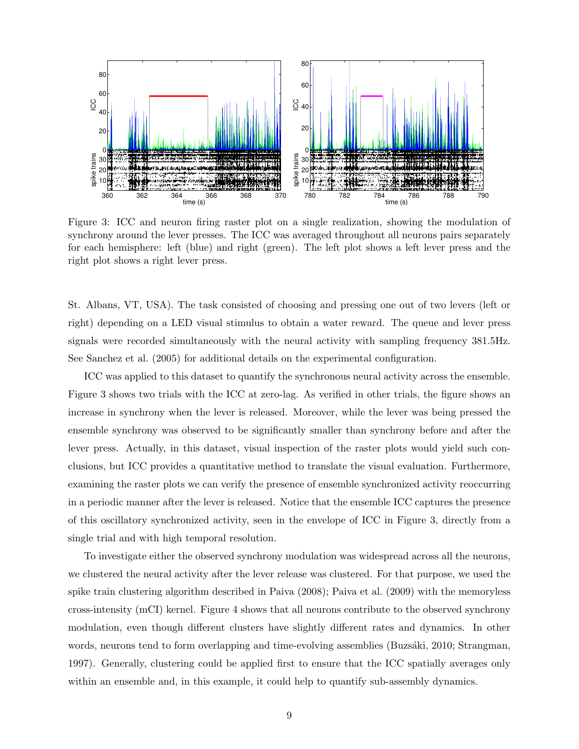Figure 3: ICC and neuron firing raster plot on a single realization, showing the modulation of synchrony around the lever presses. The ICC was averaged throughout all neurons pairs separately for each hemisphere: left (blue) and right (green). The left plot shows a left lever press and the right plot shows a right lever press.

St. Albans, VT, USA). The task consisted of choosing and pressing one out of two levers (left or right) depending on a LED visual stimulus to obtain a water reward. The queue and lever press signals were recorded simultaneously with the neural activity with sampling frequency 381.5Hz. See Sanchez et al. (2005) for additional details on the experimental configuration.

ICC was applied to this dataset to quantify the synchronous neural activity across the ensemble. Figure 3 shows two trials with the ICC at zero-lag. As verified in other trials, the figure shows an increase in synchrony when the lever is released. Moreover, while the lever was being pressed the ensemble synchrony was observed to be significantly smaller than synchrony before and after the lever press. Actually, in this dataset, visual inspection of the raster plots would yield such conclusions, but ICC provides a quantitative method to translate the visual evaluation. Furthermore, examining the raster plots we can verify the presence of ensemble synchronized activity reoccurring in a periodic manner after the lever is released. Notice that the ensemble ICC captures the presence of this oscillatory synchronized activity, seen in the envelope of ICC in Figure 3, directly from a single trial and with high temporal resolution.

To investigate either the observed synchrony modulation was widespread across all the neurons, we clustered the neural activity after the lever release was clustered. For that purpose, we used the spike train clustering algorithm described in Paiva (2008); Paiva et al. (2009) with the memoryless cross-intensity (mCI) kernel. Figure 4 shows that all neurons contribute to the observed synchrony modulation, even though different clusters have slightly different rates and dynamics. In other words, neurons tend to form overlapping and time-evolving assemblies (Buzsáki, 2010; Strangman, 1997). Generally, clustering could be applied first to ensure that the ICC spatially averages only within an ensemble and, in this example, it could help to quantify sub-assembly dynamics.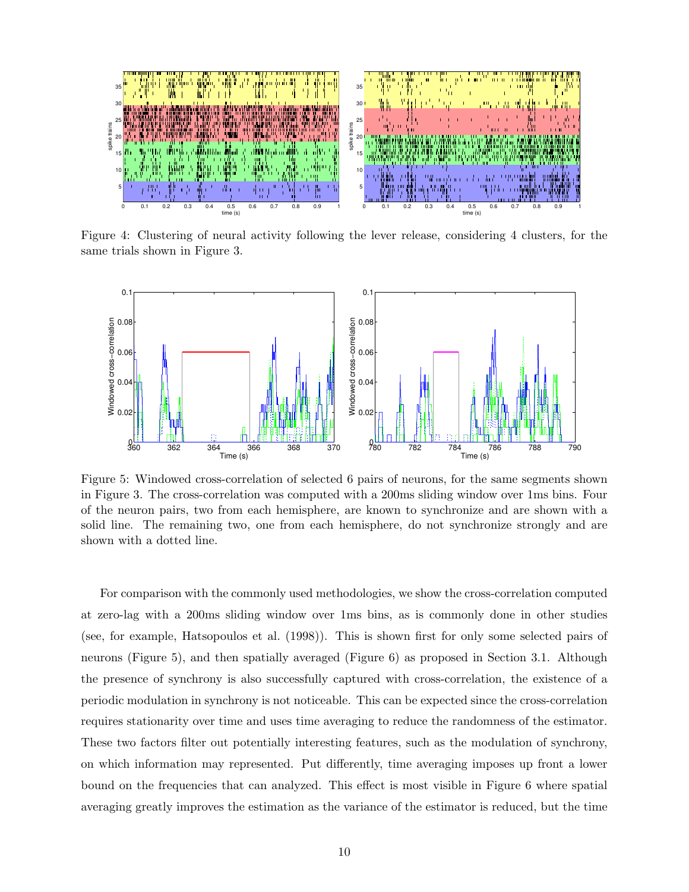Figure 4: Clustering of neural activity following the lever release, considering 4 clusters, for the same trials shown in Figure 3.

Figure 5: Windowed cross-correlation of selected 6 pairs of neurons, for the same segments shown in Figure 3. The cross-correlation was computed with a 200ms sliding window over 1ms bins. Four of the neuron pairs, two from each hemisphere, are known to synchronize and are shown with a solid line. The remaining two, one from each hemisphere, do not synchronize strongly and are shown with a dotted line.

For comparison with the commonly used methodologies, we show the cross-correlation computed at zero-lag with a 200ms sliding window over 1ms bins, as is commonly done in other studies (see, for example, Hatsopoulos et al. (1998)). This is shown first for only some selected pairs of neurons (Figure 5), and then spatially averaged (Figure 6) as proposed in Section 3.1. Although the presence of synchrony is also successfully captured with cross-correlation, the existence of a periodic modulation in synchrony is not noticeable. This can be expected since the cross-correlation requires stationarity over time and uses time averaging to reduce the randomness of the estimator. These two factors filter out potentially interesting features, such as the modulation of synchrony, on which information may represented. Put differently, time averaging imposes up front a lower bound on the frequencies that can analyzed. This effect is most visible in Figure 6 where spatial averaging greatly improves the estimation as the variance of the estimator is reduced, but the time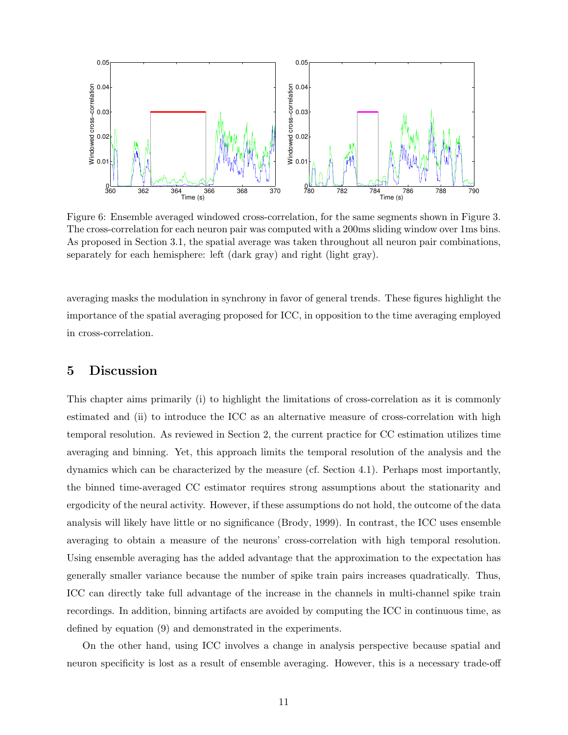Figure 6: Ensemble averaged windowed cross-correlation, for the same segments shown in Figure 3. The cross-correlation for each neuron pair was computed with a 200ms sliding window over 1ms bins. As proposed in Section 3.1, the spatial average was taken throughout all neuron pair combinations, separately for each hemisphere: left (dark gray) and right (light gray).

averaging masks the modulation in synchrony in favor of general trends. These figures highlight the importance of the spatial averaging proposed for ICC, in opposition to the time averaging employed in cross-correlation.

## 5 Discussion

This chapter aims primarily (i) to highlight the limitations of cross-correlation as it is commonly estimated and (ii) to introduce the ICC as an alternative measure of cross-correlation with high temporal resolution. As reviewed in Section 2, the current practice for CC estimation utilizes time averaging and binning. Yet, this approach limits the temporal resolution of the analysis and the dynamics which can be characterized by the measure (cf. Section 4.1). Perhaps most importantly, the binned time-averaged CC estimator requires strong assumptions about the stationarity and ergodicity of the neural activity. However, if these assumptions do not hold, the outcome of the data analysis will likely have little or no significance (Brody, 1999). In contrast, the ICC uses ensemble averaging to obtain a measure of the neurons' cross-correlation with high temporal resolution. Using ensemble averaging has the added advantage that the approximation to the expectation has generally smaller variance because the number of spike train pairs increases quadratically. Thus, ICC can directly take full advantage of the increase in the channels in multi-channel spike train recordings. In addition, binning artifacts are avoided by computing the ICC in continuous time, as defined by equation (9) and demonstrated in the experiments.

On the other hand, using ICC involves a change in analysis perspective because spatial and neuron specificity is lost as a result of ensemble averaging. However, this is a necessary trade-off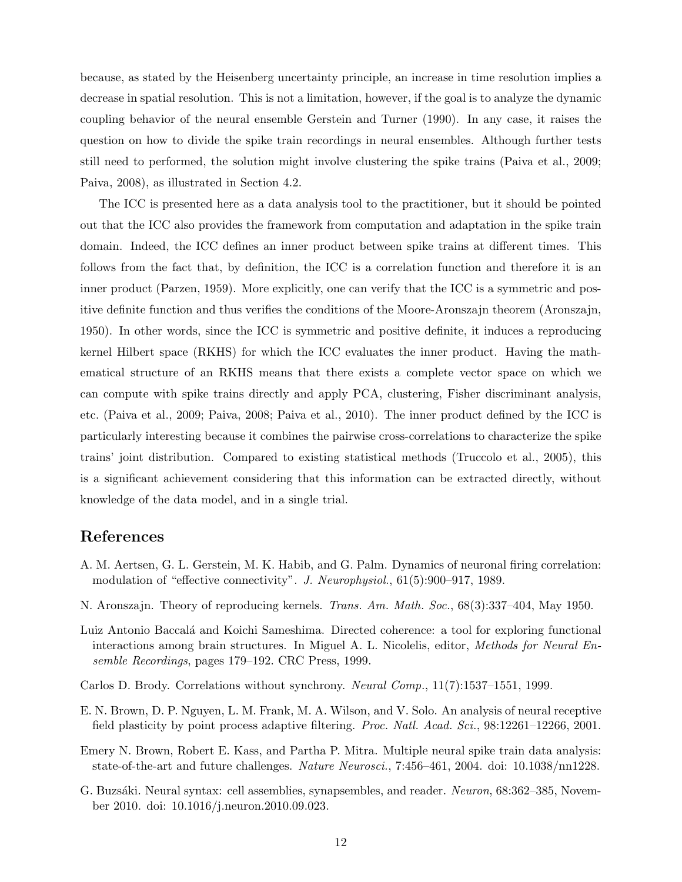because, as stated by the Heisenberg uncertainty principle, an increase in time resolution implies a decrease in spatial resolution. This is not a limitation, however, if the goal is to analyze the dynamic coupling behavior of the neural ensemble Gerstein and Turner (1990). In any case, it raises the question on how to divide the spike train recordings in neural ensembles. Although further tests still need to performed, the solution might involve clustering the spike trains (Paiva et al., 2009; Paiva, 2008), as illustrated in Section 4.2.

The ICC is presented here as a data analysis tool to the practitioner, but it should be pointed out that the ICC also provides the framework from computation and adaptation in the spike train domain. Indeed, the ICC defines an inner product between spike trains at different times. This follows from the fact that, by definition, the ICC is a correlation function and therefore it is an inner product (Parzen, 1959). More explicitly, one can verify that the ICC is a symmetric and positive definite function and thus verifies the conditions of the Moore-Aronszajn theorem (Aronszajn, 1950). In other words, since the ICC is symmetric and positive definite, it induces a reproducing kernel Hilbert space (RKHS) for which the ICC evaluates the inner product. Having the mathematical structure of an RKHS means that there exists a complete vector space on which we can compute with spike trains directly and apply PCA, clustering, Fisher discriminant analysis, etc. (Paiva et al., 2009; Paiva, 2008; Paiva et al., 2010). The inner product defined by the ICC is particularly interesting because it combines the pairwise cross-correlations to characterize the spike trains' joint distribution. Compared to existing statistical methods (Truccolo et al., 2005), this is a significant achievement considering that this information can be extracted directly, without knowledge of the data model, and in a single trial.

## References

A. M. Aertsen, G. L. Gerstein, M. K. Habib, and G. Palm. Dynamics of neuronal firing correlation: modulation of "effective connectivity". *J. Neurophysiol.*, 61(5):900–917, 1989.

N. Aronszajn. Theory of reproducing kernels. *Trans. Am. Math. Soc.*, 68(3):337–404, May 1950.

Luiz Antonio Baccalá and Koichi Sameshima. Directed coherence: a tool for exploring functional interactions among brain structures. In Miguel A. L. Nicolelis, editor, *Methods for Neural Ensemble Recordings*, pages 179–192. CRC Press, 1999.

Carlos D. Brody. Correlations without synchrony. *Neural Comp.*, 11(7):1537–1551, 1999.

E. N. Brown, D. P. Nguyen, L. M. Frank, M. A. Wilson, and V. Solo. An analysis of neural receptive field plasticity by point process adaptive filtering. *Proc. Natl. Acad. Sci.*, 98:12261–12266, 2001.

Emery N. Brown, Robert E. Kass, and Partha P. Mitra. Multiple neural spike train data analysis: state-of-the-art and future challenges. *Nature Neurosci.*, 7:456–461, 2004. doi: 10.1038/nn1228.

G. Buzsáki. Neural syntax: cell assemblies, synapsembles, and reader. *Neuron*, 68:362–385, November 2010. doi: 10.1016/j.neuron.2010.09.023.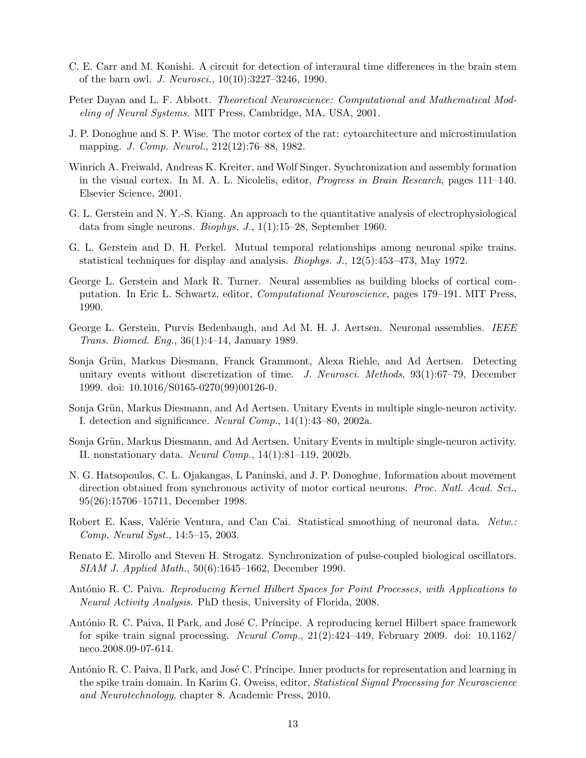C. E. Carr and M. Konishi. A circuit for detection of interaural time differences in the brain stem of the barn owl. *J. Neurosci.*, 10(10):3227–3246, 1990.

Peter Dayan and L. F. Abbott. *Theoretical Neuroscience: Computational and Mathematical Modeling of Neural Systems*. MIT Press, Cambridge, MA, USA, 2001.

J. P. Donoghue and S. P. Wise. The motor cortex of the rat: cytoarchitecture and microstimulation mapping. *J. Comp. Neurol.*, 212(12):76–88, 1982.

Winrich A. Freiwald, Andreas K. Kreiter, and Wolf Singer. Synchronization and assembly formation in the visual cortex. In M. A. L. Nicolelis, editor, *Progress in Brain Research*, pages 111–140. Elsevier Science, 2001.

G. L. Gerstein and N. Y.-S. Kiang. An approach to the quantitative analysis of electrophysiological data from single neurons. *Biophys. J.*, 1(1):15–28, September 1960.

G. L. Gerstein and D. H. Perkel. Mutual temporal relationships among neuronal spike trains. statistical techniques for display and analysis. *Biophys. J.*, 12(5):453–473, May 1972.

George L. Gerstein and Mark R. Turner. Neural assemblies as building blocks of cortical computation. In Eric L. Schwartz, editor, *Computational Neuroscience*, pages 179–191. MIT Press, 1990.

George L. Gerstein, Purvis Bedenbaugh, and Ad M. H. J. Aertsen. Neuronal assemblies. *IEEE Trans. Biomed. Eng.*, 36(1):4–14, January 1989.

Sonja Grün, Markus Diesmann, Franck Grammont, Alexa Riehle, and Ad Aertsen. Detecting unitary events without discretization of time. *J. Neurosci. Methods*, 93(1):67–79, December 1999. doi: 10.1016/S0165-0270(99)00126-0.

Sonja Grün, Markus Diesmann, and Ad Aertsen. Unitary Events in multiple single-neuron activity. I. detection and significance. *Neural Comp.*, 14(1):43–80, 2002a.

Sonja Grün, Markus Diesmann, and Ad Aertsen. Unitary Events in multiple single-neuron activity. II. nonstationary data. *Neural Comp.*, 14(1):81–119, 2002b.

N. G. Hatsopoulos, C. L. Ojakangas, L Paninski, and J. P. Donoghue. Information about movement direction obtained from synchronous activity of motor cortical neurons. *Proc. Natl. Acad. Sci.*, 95(26):15706–15711, December 1998.

Robert E. Kass, Valérie Ventura, and Can Cai. Statistical smoothing of neuronal data. *Netw.: Comp. Neural Syst.*, 14:5–15, 2003.

Renato E. Mirollo and Steven H. Strogatz. Synchronization of pulse-coupled biological oscillators. *SIAM J. Applied Math.*, 50(6):1645–1662, December 1990.

António R. C. Paiva. *Reproducing Kernel Hilbert Spaces for Point Processes, with Applications to Neural Activity Analysis*. PhD thesis, University of Florida, 2008.

António R. C. Paiva, Il Park, and José C. Príncipe. A reproducing kernel Hilbert space framework for spike train signal processing. *Neural Comp.*, 21(2):424–449, February 2009. doi: 10.1162/neco.2008.09-07-614.

António R. C. Paiva, Il Park, and José C. Príncipe. Inner products for representation and learning in the spike train domain. In Karim G. Oweiss, editor, *Statistical Signal Processing for Neuroscience and Neurotechnology*, chapter 8. Academic Press, 2010.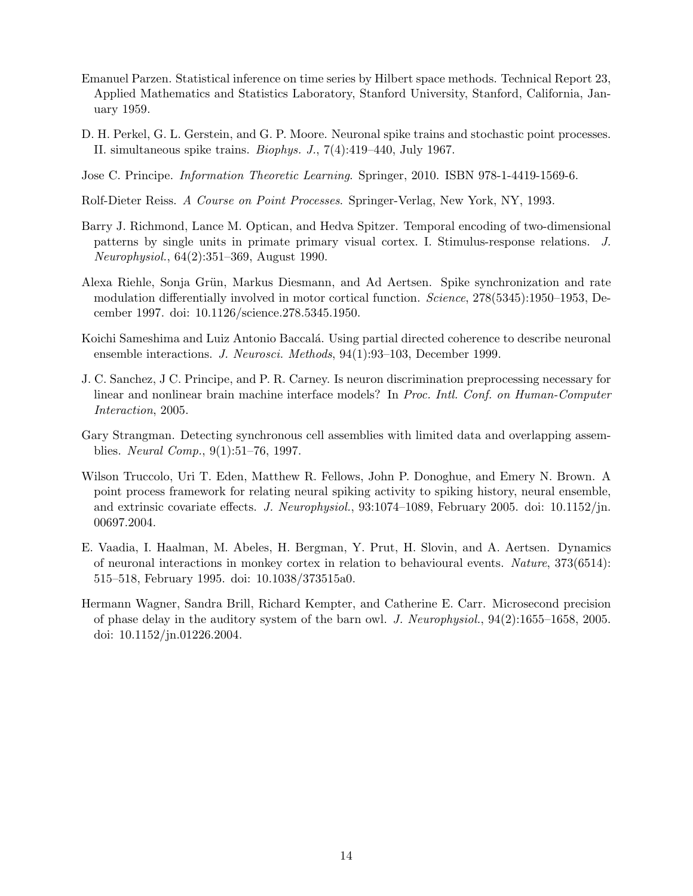Emanuel Parzen. Statistical inference on time series by Hilbert space methods. Technical Report 23, Applied Mathematics and Statistics Laboratory, Stanford University, Stanford, California, January 1959.

D. H. Perkel, G. L. Gerstein, and G. P. Moore. Neuronal spike trains and stochastic point processes. II. simultaneous spike trains. *Biophys. J.*, 7(4):419–440, July 1967.

Jose C. Principe. *Information Theoretic Learning*. Springer, 2010. ISBN 978-1-4419-1569-6.

Rolf-Dieter Reiss. *A Course on Point Processes*. Springer-Verlag, New York, NY, 1993.

Barry J. Richmond, Lance M. Optican, and Hedva Spitzer. Temporal encoding of two-dimensional patterns by single units in primate primary visual cortex. I. Stimulus-response relations. *J. Neurophysiol.*, 64(2):351–369, August 1990.

Alexa Riehle, Sonja Grün, Markus Diesmann, and Ad Aertsen. Spike synchronization and rate modulation differentially involved in motor cortical function. *Science*, 278(5345):1950–1953, December 1997. doi: 10.1126/science.278.5345.1950.

Koichi Sameshima and Luiz Antonio Baccalá. Using partial directed coherence to describe neuronal ensemble interactions. *J. Neurosci. Methods*, 94(1):93–103, December 1999.

J. C. Sanchez, J C. Principe, and P. R. Carney. Is neuron discrimination preprocessing necessary for linear and nonlinear brain machine interface models? In *Proc. Intl. Conf. on Human-Computer Interaction*, 2005.

Gary Strangman. Detecting synchronous cell assemblies with limited data and overlapping assemblies. *Neural Comp.*, 9(1):51–76, 1997.

Wilson Truccolo, Uri T. Eden, Matthew R. Fellows, John P. Donoghue, and Emery N. Brown. A point process framework for relating neural spiking activity to spiking history, neural ensemble, and extrinsic covariate effects. *J. Neurophysiol.*, 93:1074–1089, February 2005. doi: 10.1152/jn.00697.2004.

E. Vaadia, I. Haalman, M. Abeles, H. Bergman, Y. Prut, H. Slovin, and A. Aertsen. Dynamics of neuronal interactions in monkey cortex in relation to behavioural events. *Nature*, 373(6514): 515–518, February 1995. doi: 10.1038/373515a0.

Hermann Wagner, Sandra Brill, Richard Kempter, and Catherine E. Carr. Microsecond precision of phase delay in the auditory system of the barn owl. *J. Neurophysiol.*, 94(2):1655–1658, 2005. doi: 10.1152/jn.01226.2004.